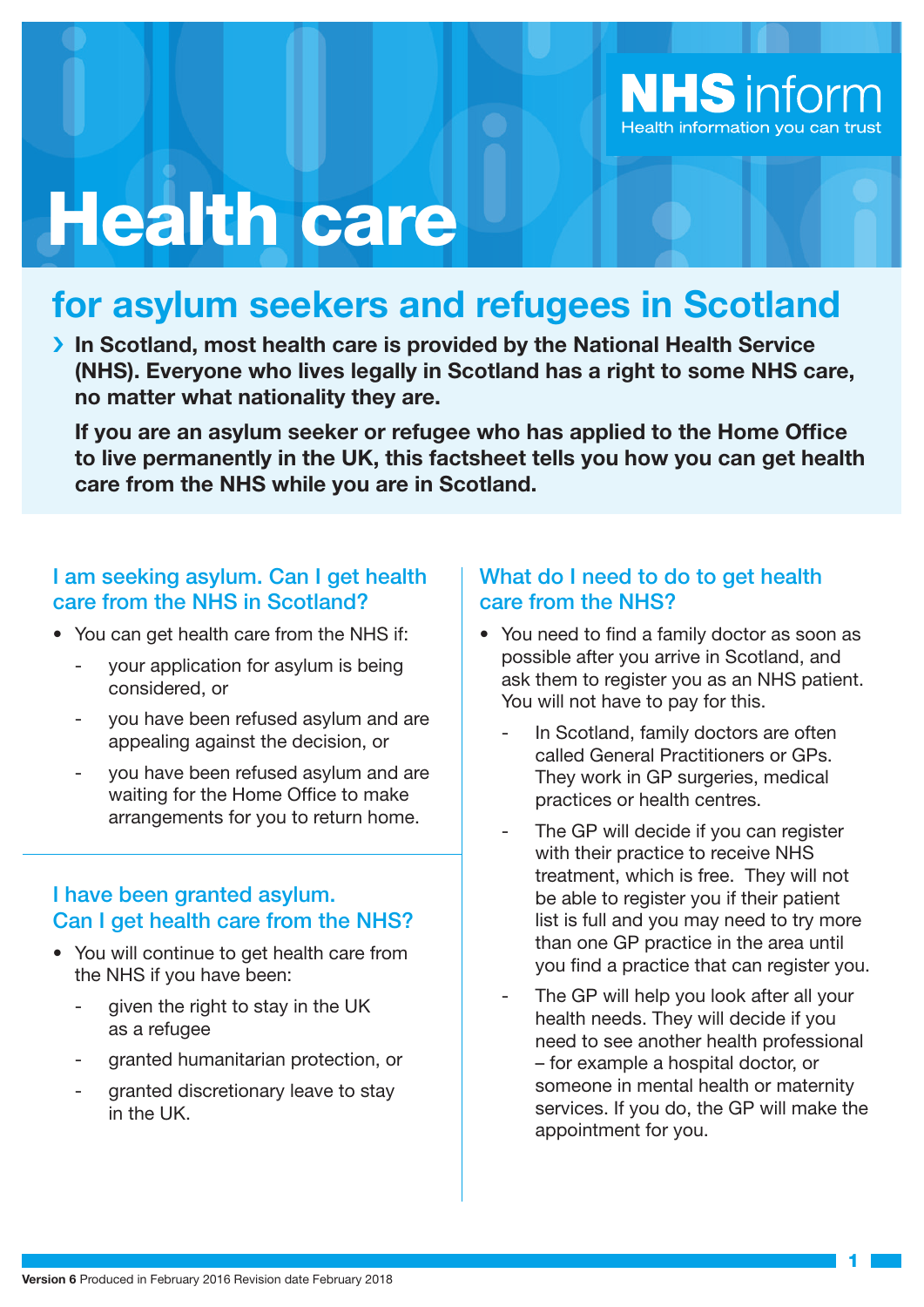NHS inform
Health information you can trust

# Health care

## for asylum seekers and refugees in Scotland

**In Scotland, most health care is provided by the National Health Service (NHS). Everyone who lives legally in Scotland has a right to some NHS care, no matter what nationality they are.**

**If you are an asylum seeker or refugee who has applied to the Home Office to live permanently in the UK, this factsheet tells you how you can get health care from the NHS while you are in Scotland.**

### I am seeking asylum. Can I get health care from the NHS in Scotland?

- You can get health care from the NHS if:
  - your application for asylum is being considered, or
  - you have been refused asylum and are appealing against the decision, or
  - you have been refused asylum and are waiting for the Home Office to make arrangements for you to return home.

### I have been granted asylum. Can I get health care from the NHS?

- You will continue to get health care from the NHS if you have been:
  - given the right to stay in the UK as a refugee
  - granted humanitarian protection, or
  - granted discretionary leave to stay in the UK.

### What do I need to do to get health care from the NHS?

- You need to find a family doctor as soon as possible after you arrive in Scotland, and ask them to register you as an NHS patient. You will not have to pay for this.
  - In Scotland, family doctors are often called General Practitioners or GPs. They work in GP surgeries, medical practices or health centres.
  - The GP will decide if you can register with their practice to receive NHS treatment, which is free. They will not be able to register you if their patient list is full and you may need to try more than one GP practice in the area until you find a practice that can register you.
  - The GP will help you look after all your health needs. They will decide if you need to see another health professional – for example a hospital doctor, or someone in mental health or maternity services. If you do, the GP will make the appointment for you.

**Version 6** Produced in February 2016 Revision date February 2018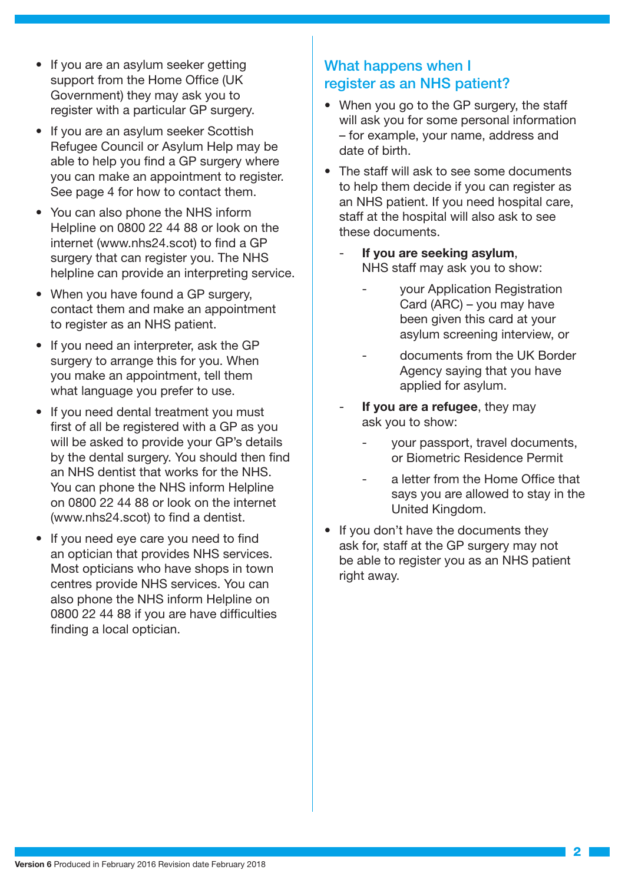- If you are an asylum seeker getting support from the Home Office (UK Government) they may ask you to register with a particular GP surgery.
- If you are an asylum seeker Scottish Refugee Council or Asylum Help may be able to help you find a GP surgery where you can make an appointment to register. See page 4 for how to contact them.
- You can also phone the NHS inform Helpline on 0800 22 44 88 or look on the internet (www.nhs24.scot) to find a GP surgery that can register you. The NHS helpline can provide an interpreting service.
- When you have found a GP surgery, contact them and make an appointment to register as an NHS patient.
- If you need an interpreter, ask the GP surgery to arrange this for you. When you make an appointment, tell them what language you prefer to use.
- If you need dental treatment you must first of all be registered with a GP as you will be asked to provide your GP's details by the dental surgery. You should then find an NHS dentist that works for the NHS. You can phone the NHS inform Helpline on 0800 22 44 88 or look on the internet (www.nhs24.scot) to find a dentist.
- If you need eye care you need to find an optician that provides NHS services. Most opticians who have shops in town centres provide NHS services. You can also phone the NHS inform Helpline on 0800 22 44 88 if you are have difficulties finding a local optician.

## What happens when I register as an NHS patient?

- When you go to the GP surgery, the staff will ask you for some personal information – for example, your name, address and date of birth.
- The staff will ask to see some documents to help them decide if you can register as an NHS patient. If you need hospital care, staff at the hospital will also ask to see these documents.
  - **If you are seeking asylum**, NHS staff may ask you to show:
    - your Application Registration Card (ARC) – you may have been given this card at your asylum screening interview, or
    - documents from the UK Border Agency saying that you have applied for asylum.
  - **If you are a refugee**, they may ask you to show:
    - your passport, travel documents, or Biometric Residence Permit
    - a letter from the Home Office that says you are allowed to stay in the United Kingdom.
- If you don't have the documents they ask for, staff at the GP surgery may not be able to register you as an NHS patient right away.

**Version 6** Produced in February 2016 Revision date February 2018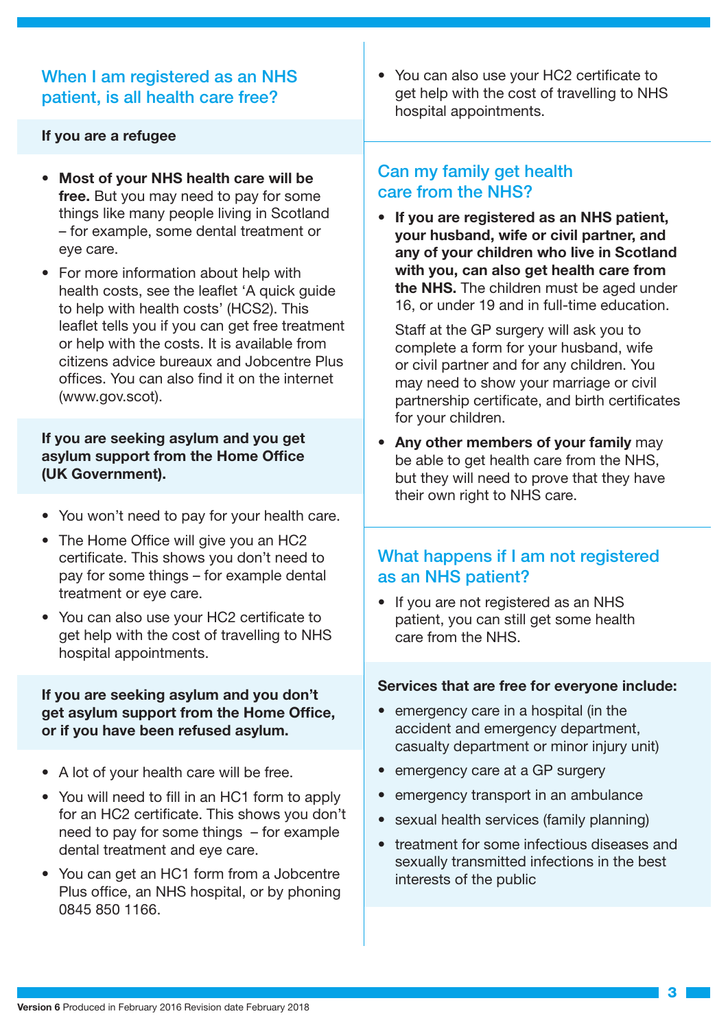## When I am registered as an NHS patient, is all health care free?

### If you are a refugee

- **Most of your NHS health care will be free.** But you may need to pay for some things like many people living in Scotland – for example, some dental treatment or eye care.
- For more information about help with health costs, see the leaflet 'A quick guide to help with health costs' (HCS2). This leaflet tells you if you can get free treatment or help with the costs. It is available from citizens advice bureaux and Jobcentre Plus offices. You can also find it on the internet (www.gov.scot).

### If you are seeking asylum and you get asylum support from the Home Office (UK Government).

- You won't need to pay for your health care.
- The Home Office will give you an HC2 certificate. This shows you don't need to pay for some things – for example dental treatment or eye care.
- You can also use your HC2 certificate to get help with the cost of travelling to NHS hospital appointments.

### If you are seeking asylum and you don't get asylum support from the Home Office, or if you have been refused asylum.

- A lot of your health care will be free.
- You will need to fill in an HC1 form to apply for an HC2 certificate. This shows you don't need to pay for some things – for example dental treatment and eye care.
- You can get an HC1 form from a Jobcentre Plus office, an NHS hospital, or by phoning 0845 850 1166.
- You can also use your HC2 certificate to get help with the cost of travelling to NHS hospital appointments.

## Can my family get health care from the NHS?

- **If you are registered as an NHS patient, your husband, wife or civil partner, and any of your children who live in Scotland with you, can also get health care from the NHS.** The children must be aged under 16, or under 19 and in full-time education.

  Staff at the GP surgery will ask you to complete a form for your husband, wife or civil partner and for any children. You may need to show your marriage or civil partnership certificate, and birth certificates for your children.
- **Any other members of your family** may be able to get health care from the NHS, but they will need to prove that they have their own right to NHS care.

## What happens if I am not registered as an NHS patient?

- If you are not registered as an NHS patient, you can still get some health care from the NHS.

### Services that are free for everyone include:

- emergency care in a hospital (in the accident and emergency department, casualty department or minor injury unit)
- emergency care at a GP surgery
- emergency transport in an ambulance
- sexual health services (family planning)
- treatment for some infectious diseases and sexually transmitted infections in the best interests of the public

**Version 6** Produced in February 2016 Revision date February 2018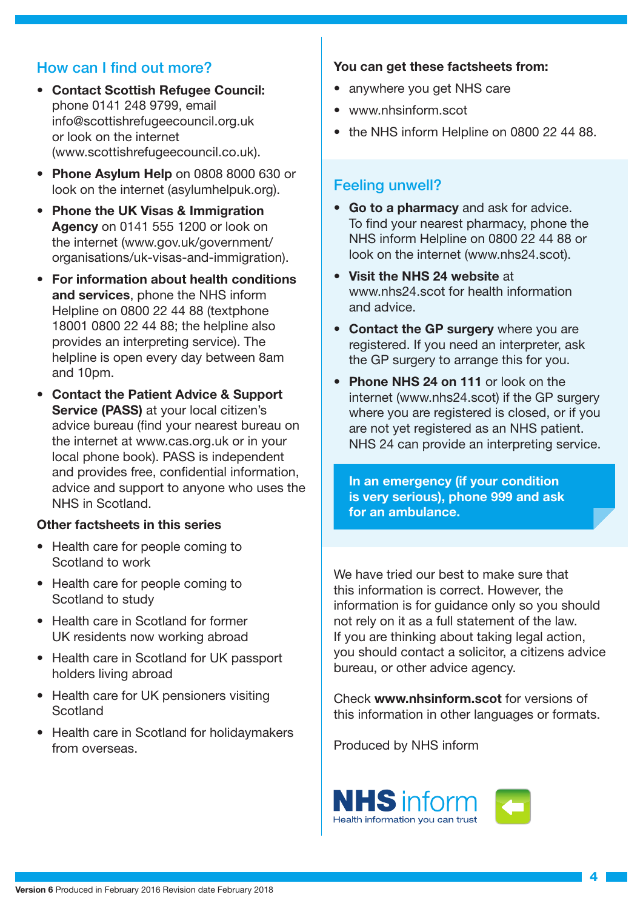## How can I find out more?

- **Contact Scottish Refugee Council:** phone 0141 248 9799, email info@scottishrefugeecouncil.org.uk or look on the internet (www.scottishrefugeecouncil.co.uk).
- **Phone Asylum Help** on 0808 8000 630 or look on the internet (asylumhelpuk.org).
- **Phone the UK Visas & Immigration Agency** on 0141 555 1200 or look on the internet (www.gov.uk/government/organisations/uk-visas-and-immigration).
- **For information about health conditions and services**, phone the NHS inform Helpline on 0800 22 44 88 (textphone 18001 0800 22 44 88; the helpline also provides an interpreting service). The helpline is open every day between 8am and 10pm.
- **Contact the Patient Advice & Support Service (PASS)** at your local citizen's advice bureau (find your nearest bureau on the internet at www.cas.org.uk or in your local phone book). PASS is independent and provides free, confidential information, advice and support to anyone who uses the NHS in Scotland.

### Other factsheets in this series

- Health care for people coming to Scotland to work
- Health care for people coming to Scotland to study
- Health care in Scotland for former UK residents now working abroad
- Health care in Scotland for UK passport holders living abroad
- Health care for UK pensioners visiting Scotland
- Health care in Scotland for holidaymakers from overseas.

**You can get these factsheets from:**

- anywhere you get NHS care
- www.nhsinform.scot
- the NHS inform Helpline on 0800 22 44 88.

## Feeling unwell?

- **Go to a pharmacy** and ask for advice. To find your nearest pharmacy, phone the NHS inform Helpline on 0800 22 44 88 or look on the internet (www.nhs24.scot).
- **Visit the NHS 24 website** at www.nhs24.scot for health information and advice.
- **Contact the GP surgery** where you are registered. If you need an interpreter, ask the GP surgery to arrange this for you.
- **Phone NHS 24 on 111** or look on the internet (www.nhs24.scot) if the GP surgery where you are registered is closed, or if you are not yet registered as an NHS patient. NHS 24 can provide an interpreting service.

**In an emergency (if your condition is very serious), phone 999 and ask for an ambulance.**

We have tried our best to make sure that this information is correct. However, the information is for guidance only so you should not rely on it as a full statement of the law. If you are thinking about taking legal action, you should contact a solicitor, a citizens advice bureau, or other advice agency.

Check **www.nhsinform.scot** for versions of this information in other languages or formats.

Produced by NHS inform

**NHS inform**
Health information you can trust

**Version 6** Produced in February 2016 Revision date February 2018